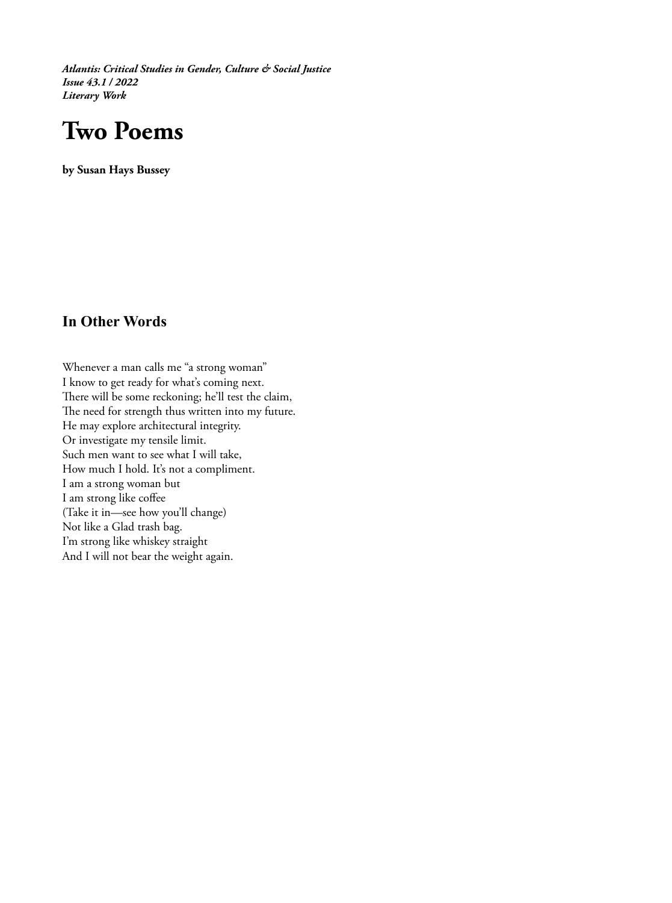*Atlantis: Critical Studies in Gender, Culture & Social Justice*
*Issue 43.1 / 2022*
*Literary Work*

# Two Poems

**by Susan Hays Bussey**

## In Other Words

Whenever a man calls me "a strong woman"
I know to get ready for what's coming next.
There will be some reckoning; he'll test the claim,
The need for strength thus written into my future.
He may explore architectural integrity.
Or investigate my tensile limit.
Such men want to see what I will take,
How much I hold. It's not a compliment.
I am a strong woman but
I am strong like coffee
(Take it in—see how you'll change)
Not like a Glad trash bag.
I'm strong like whiskey straight
And I will not bear the weight again.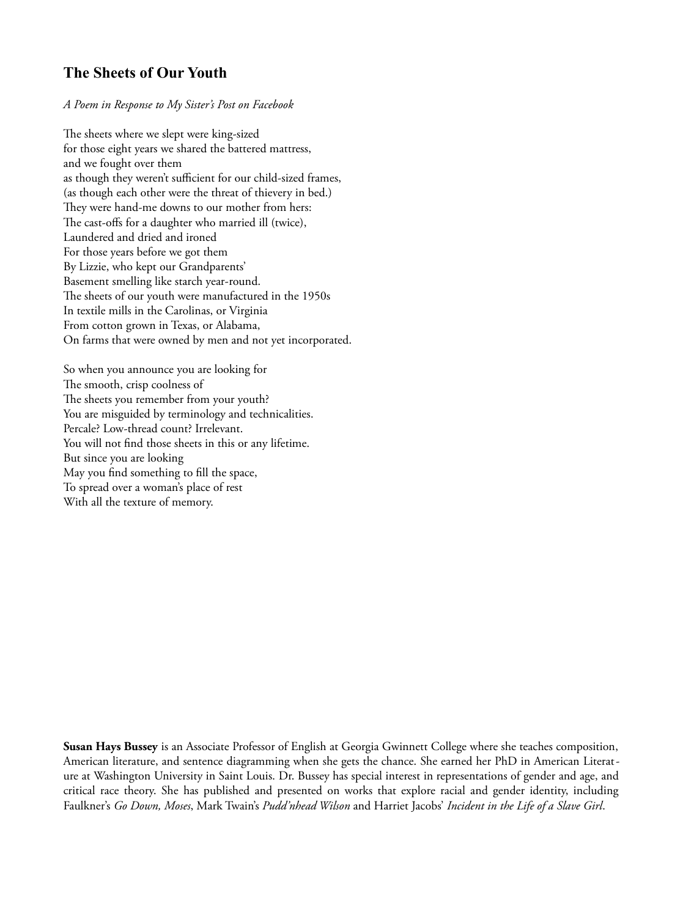## The Sheets of Our Youth

*A Poem in Response to My Sister's Post on Facebook*

The sheets where we slept were king-sized  
for those eight years we shared the battered mattress,  
and we fought over them  
as though they weren't sufficient for our child-sized frames,  
(as though each other were the threat of thievery in bed.)  
They were hand-me downs to our mother from hers:  
The cast-offs for a daughter who married ill (twice),  
Laundered and dried and ironed  
For those years before we got them  
By Lizzie, who kept our Grandparents'  
Basement smelling like starch year-round.  
The sheets of our youth were manufactured in the 1950s  
In textile mills in the Carolinas, or Virginia  
From cotton grown in Texas, or Alabama,  
On farms that were owned by men and not yet incorporated.

So when you announce you are looking for  
The smooth, crisp coolness of  
The sheets you remember from your youth?  
You are misguided by terminology and technicalities.  
Percale? Low-thread count? Irrelevant.  
You will not find those sheets in this or any lifetime.  
But since you are looking  
May you find something to fill the space,  
To spread over a woman's place of rest  
With all the texture of memory.

**Susan Hays Bussey** is an Associate Professor of English at Georgia Gwinnett College where she teaches composition, American literature, and sentence diagramming when she gets the chance. She earned her PhD in American Literature at Washington University in Saint Louis. Dr. Bussey has special interest in representations of gender and age, and critical race theory. She has published and presented on works that explore racial and gender identity, including Faulkner's *Go Down, Moses*, Mark Twain's *Pudd'nhead Wilson* and Harriet Jacobs' *Incident in the Life of a Slave Girl*.